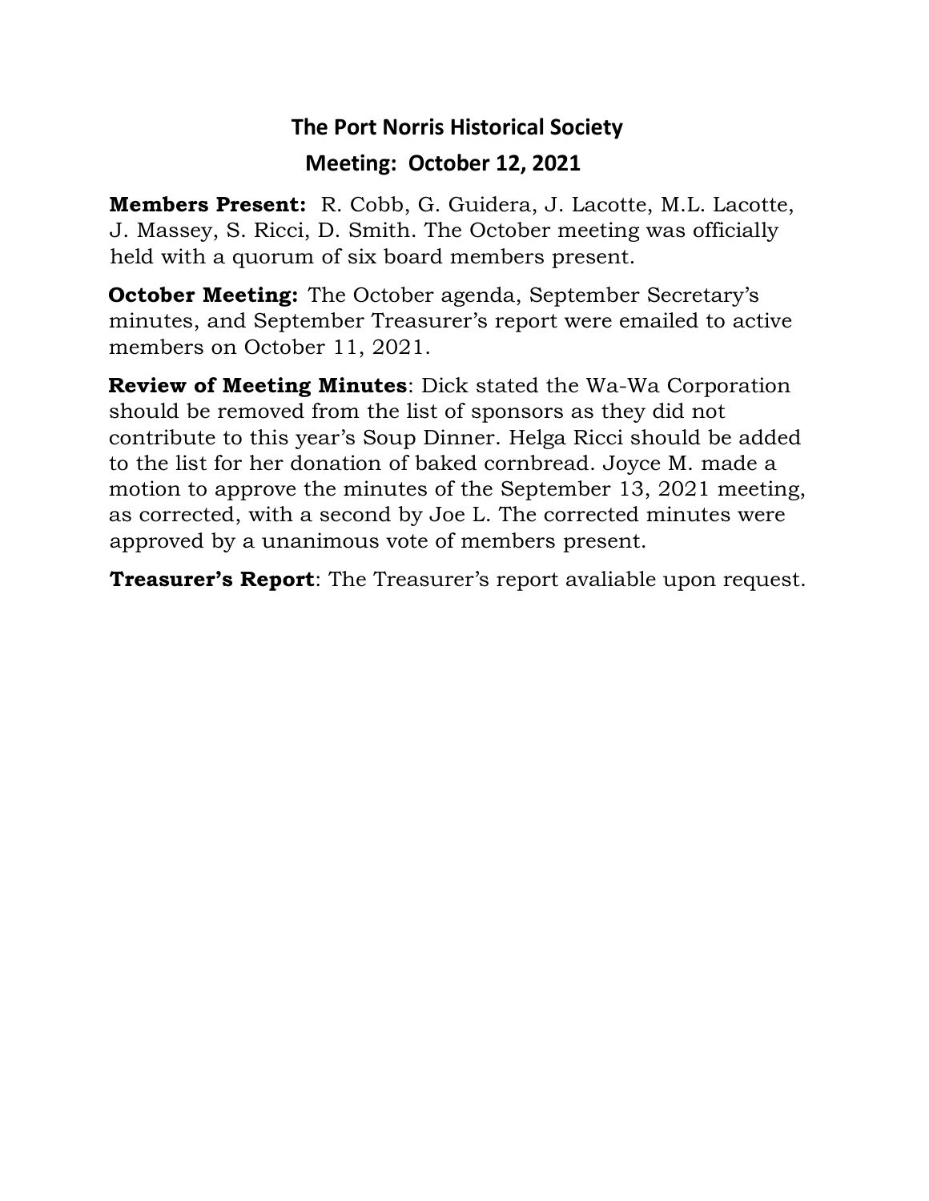# The Port Norris Historical Society

## Meeting: October 12, 2021

**Members Present:** R. Cobb, G. Guidera, J. Lacotte, M.L. Lacotte, J. Massey, S. Ricci, D. Smith. The October meeting was officially held with a quorum of six board members present.

**October Meeting:** The October agenda, September Secretary's minutes, and September Treasurer's report were emailed to active members on October 11, 2021.

**Review of Meeting Minutes**: Dick stated the Wa-Wa Corporation should be removed from the list of sponsors as they did not contribute to this year's Soup Dinner. Helga Ricci should be added to the list for her donation of baked cornbread. Joyce M. made a motion to approve the minutes of the September 13, 2021 meeting, as corrected, with a second by Joe L. The corrected minutes were approved by a unanimous vote of members present.

**Treasurer's Report**: The Treasurer's report avaliable upon request.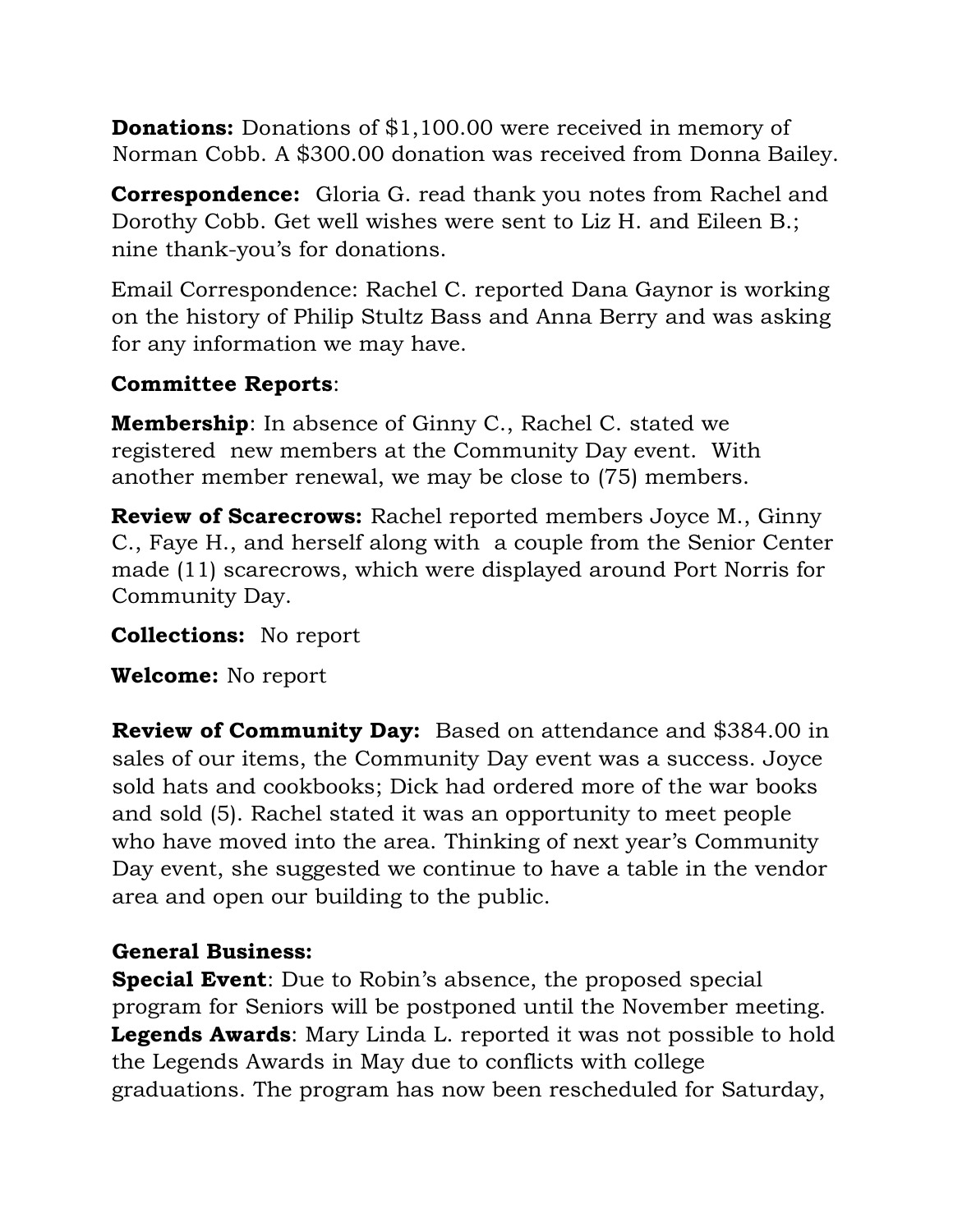**Donations:** Donations of $1,100.00 were received in memory of Norman Cobb. A $300.00 donation was received from Donna Bailey.

**Correspondence:** Gloria G. read thank you notes from Rachel and Dorothy Cobb. Get well wishes were sent to Liz H. and Eileen B.; nine thank-you's for donations.

Email Correspondence: Rachel C. reported Dana Gaynor is working on the history of Philip Stultz Bass and Anna Berry and was asking for any information we may have.

**Committee Reports**:

**Membership**: In absence of Ginny C., Rachel C. stated we registered new members at the Community Day event. With another member renewal, we may be close to (75) members.

**Review of Scarecrows:** Rachel reported members Joyce M., Ginny C., Faye H., and herself along with a couple from the Senior Center made (11) scarecrows, which were displayed around Port Norris for Community Day.

**Collections:** No report

**Welcome:** No report

**Review of Community Day:** Based on attendance and $384.00 in sales of our items, the Community Day event was a success. Joyce sold hats and cookbooks; Dick had ordered more of the war books and sold (5). Rachel stated it was an opportunity to meet people who have moved into the area. Thinking of next year's Community Day event, she suggested we continue to have a table in the vendor area and open our building to the public.

**General Business:**

**Special Event**: Due to Robin's absence, the proposed special program for Seniors will be postponed until the November meeting.

**Legends Awards**: Mary Linda L. reported it was not possible to hold the Legends Awards in May due to conflicts with college graduations. The program has now been rescheduled for Saturday,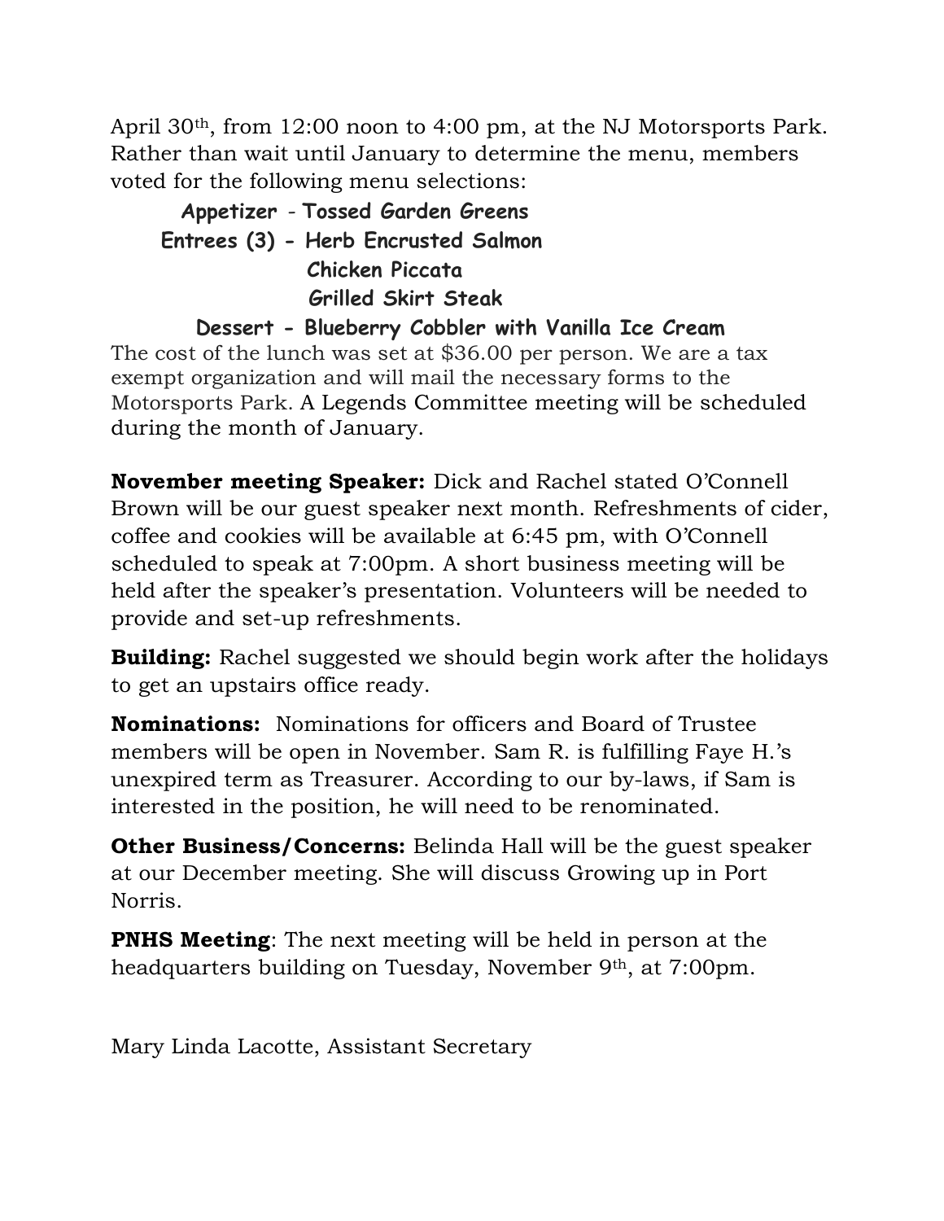April 30th, from 12:00 noon to 4:00 pm, at the NJ Motorsports Park. Rather than wait until January to determine the menu, members voted for the following menu selections:

**Appetizer - Tossed Garden Greens**
**Entrees (3) - Herb Encrusted Salmon**
**Chicken Piccata**
**Grilled Skirt Steak**
**Dessert - Blueberry Cobbler with Vanilla Ice Cream**

The cost of the lunch was set at $36.00 per person. We are a tax exempt organization and will mail the necessary forms to the Motorsports Park. A Legends Committee meeting will be scheduled during the month of January.

**November meeting Speaker:** Dick and Rachel stated O'Connell Brown will be our guest speaker next month. Refreshments of cider, coffee and cookies will be available at 6:45 pm, with O'Connell scheduled to speak at 7:00pm. A short business meeting will be held after the speaker's presentation. Volunteers will be needed to provide and set-up refreshments.

**Building:** Rachel suggested we should begin work after the holidays to get an upstairs office ready.

**Nominations:** Nominations for officers and Board of Trustee members will be open in November. Sam R. is fulfilling Faye H.'s unexpired term as Treasurer. According to our by-laws, if Sam is interested in the position, he will need to be renominated.

**Other Business/Concerns:** Belinda Hall will be the guest speaker at our December meeting. She will discuss Growing up in Port Norris.

**PNHS Meeting**: The next meeting will be held in person at the headquarters building on Tuesday, November 9th, at 7:00pm.

Mary Linda Lacotte, Assistant Secretary